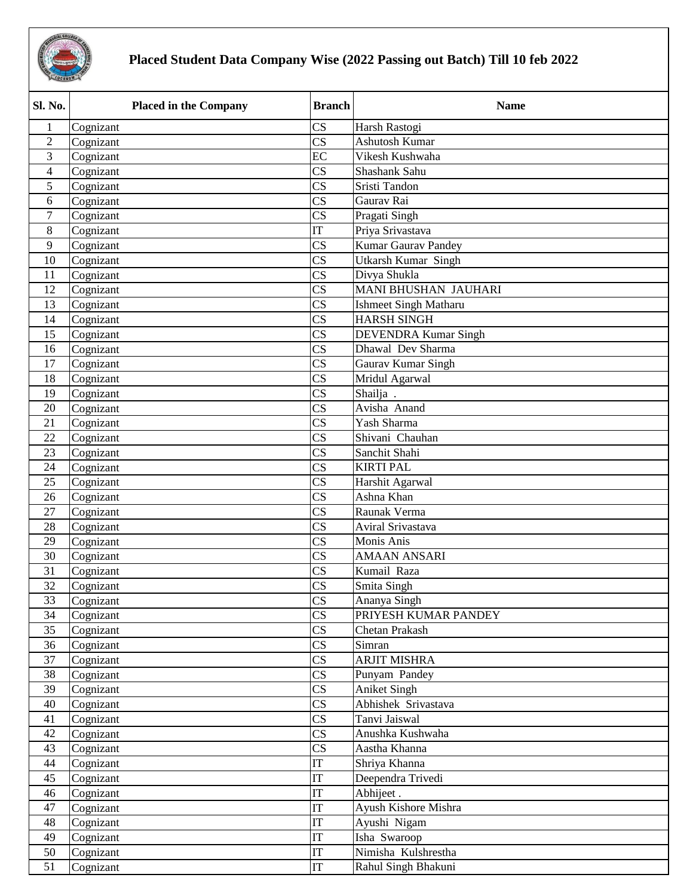# Placed Student Data Company Wise (2022 Passing out Batch) Till 10 feb 2022

| Sl. No. | Placed in the Company | Branch | Name |
|---|---|---|---|
| 1 | Cognizant | CS | Harsh Rastogi |
| 2 | Cognizant | CS | Ashutosh Kumar |
| 3 | Cognizant | EC | Vikesh Kushwaha |
| 4 | Cognizant | CS | Shashank Sahu |
| 5 | Cognizant | CS | Sristi Tandon |
| 6 | Cognizant | CS | Gaurav Rai |
| 7 | Cognizant | CS | Pragati Singh |
| 8 | Cognizant | IT | Priya Srivastava |
| 9 | Cognizant | CS | Kumar Gaurav Pandey |
| 10 | Cognizant | CS | Utkarsh Kumar Singh |
| 11 | Cognizant | CS | Divya Shukla |
| 12 | Cognizant | CS | MANI BHUSHAN JAUHARI |
| 13 | Cognizant | CS | Ishmeet Singh Matharu |
| 14 | Cognizant | CS | HARSH SINGH |
| 15 | Cognizant | CS | DEVENDRA Kumar Singh |
| 16 | Cognizant | CS | Dhawal Dev Sharma |
| 17 | Cognizant | CS | Gaurav Kumar Singh |
| 18 | Cognizant | CS | Mridul Agarwal |
| 19 | Cognizant | CS | Shailja . |
| 20 | Cognizant | CS | Avisha Anand |
| 21 | Cognizant | CS | Yash Sharma |
| 22 | Cognizant | CS | Shivani Chauhan |
| 23 | Cognizant | CS | Sanchit Shahi |
| 24 | Cognizant | CS | KIRTI PAL |
| 25 | Cognizant | CS | Harshit Agarwal |
| 26 | Cognizant | CS | Ashna Khan |
| 27 | Cognizant | CS | Raunak Verma |
| 28 | Cognizant | CS | Aviral Srivastava |
| 29 | Cognizant | CS | Monis Anis |
| 30 | Cognizant | CS | AMAAN ANSARI |
| 31 | Cognizant | CS | Kumail Raza |
| 32 | Cognizant | CS | Smita Singh |
| 33 | Cognizant | CS | Ananya Singh |
| 34 | Cognizant | CS | PRIYESH KUMAR PANDEY |
| 35 | Cognizant | CS | Chetan Prakash |
| 36 | Cognizant | CS | Simran |
| 37 | Cognizant | CS | ARJIT MISHRA |
| 38 | Cognizant | CS | Punyam Pandey |
| 39 | Cognizant | CS | Aniket Singh |
| 40 | Cognizant | CS | Abhishek Srivastava |
| 41 | Cognizant | CS | Tanvi Jaiswal |
| 42 | Cognizant | CS | Anushka Kushwaha |
| 43 | Cognizant | CS | Aastha Khanna |
| 44 | Cognizant | IT | Shriya Khanna |
| 45 | Cognizant | IT | Deependra Trivedi |
| 46 | Cognizant | IT | Abhijeet . |
| 47 | Cognizant | IT | Ayush Kishore Mishra |
| 48 | Cognizant | IT | Ayushi Nigam |
| 49 | Cognizant | IT | Isha Swaroop |
| 50 | Cognizant | IT | Nimisha Kulshrestha |
| 51 | Cognizant | IT | Rahul Singh Bhakuni |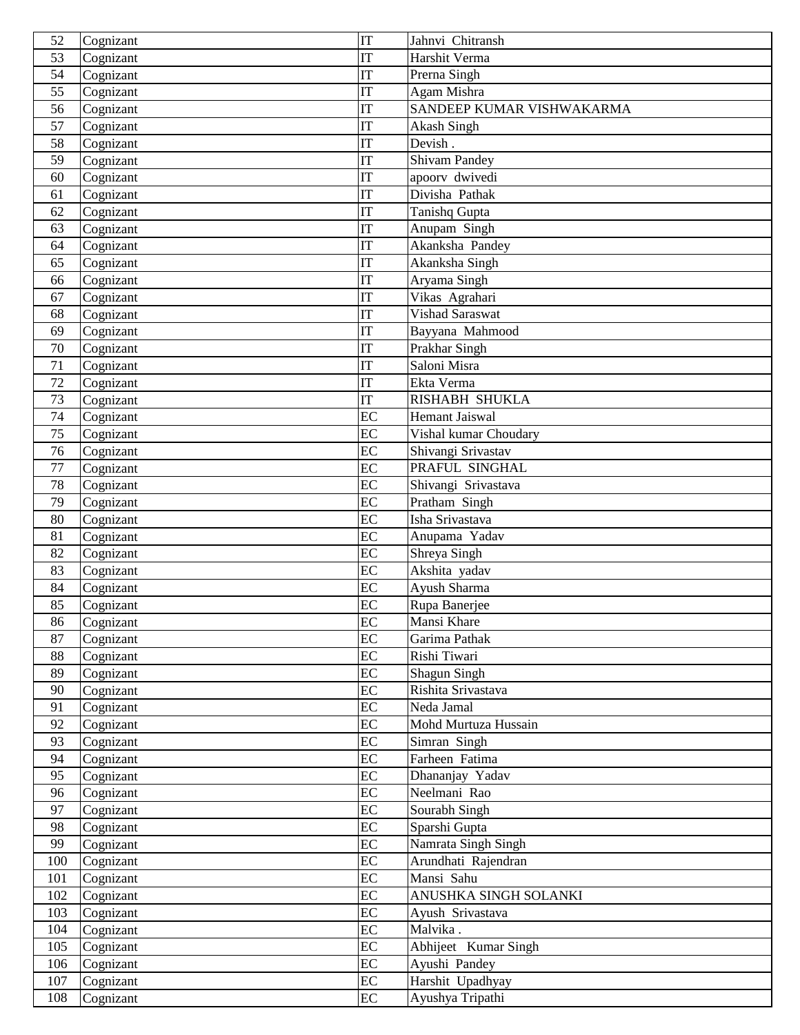| 52 | Cognizant | IT | Jahnvi Chitransh |
|---|---|---|---|
| 53 | Cognizant | IT | Harshit Verma |
| 54 | Cognizant | IT | Prerna Singh |
| 55 | Cognizant | IT | Agam Mishra |
| 56 | Cognizant | IT | SANDEEP KUMAR VISHWAKARMA |
| 57 | Cognizant | IT | Akash Singh |
| 58 | Cognizant | IT | Devish . |
| 59 | Cognizant | IT | Shivam Pandey |
| 60 | Cognizant | IT | apoorv dwivedi |
| 61 | Cognizant | IT | Divisha Pathak |
| 62 | Cognizant | IT | Tanishq Gupta |
| 63 | Cognizant | IT | Anupam Singh |
| 64 | Cognizant | IT | Akanksha Pandey |
| 65 | Cognizant | IT | Akanksha Singh |
| 66 | Cognizant | IT | Aryama Singh |
| 67 | Cognizant | IT | Vikas Agrahari |
| 68 | Cognizant | IT | Vishad Saraswat |
| 69 | Cognizant | IT | Bayyana Mahmood |
| 70 | Cognizant | IT | Prakhar Singh |
| 71 | Cognizant | IT | Saloni Misra |
| 72 | Cognizant | IT | Ekta Verma |
| 73 | Cognizant | IT | RISHABH SHUKLA |
| 74 | Cognizant | EC | Hemant Jaiswal |
| 75 | Cognizant | EC | Vishal kumar Choudary |
| 76 | Cognizant | EC | Shivangi Srivastav |
| 77 | Cognizant | EC | PRAFUL SINGHAL |
| 78 | Cognizant | EC | Shivangi Srivastava |
| 79 | Cognizant | EC | Pratham Singh |
| 80 | Cognizant | EC | Isha Srivastava |
| 81 | Cognizant | EC | Anupama Yadav |
| 82 | Cognizant | EC | Shreya Singh |
| 83 | Cognizant | EC | Akshita yadav |
| 84 | Cognizant | EC | Ayush Sharma |
| 85 | Cognizant | EC | Rupa Banerjee |
| 86 | Cognizant | EC | Mansi Khare |
| 87 | Cognizant | EC | Garima Pathak |
| 88 | Cognizant | EC | Rishi Tiwari |
| 89 | Cognizant | EC | Shagun Singh |
| 90 | Cognizant | EC | Rishita Srivastava |
| 91 | Cognizant | EC | Neda Jamal |
| 92 | Cognizant | EC | Mohd Murtuza Hussain |
| 93 | Cognizant | EC | Simran Singh |
| 94 | Cognizant | EC | Farheen Fatima |
| 95 | Cognizant | EC | Dhananjay Yadav |
| 96 | Cognizant | EC | Neelmani Rao |
| 97 | Cognizant | EC | Sourabh Singh |
| 98 | Cognizant | EC | Sparshi Gupta |
| 99 | Cognizant | EC | Namrata Singh Singh |
| 100 | Cognizant | EC | Arundhati Rajendran |
| 101 | Cognizant | EC | Mansi Sahu |
| 102 | Cognizant | EC | ANUSHKA SINGH SOLANKI |
| 103 | Cognizant | EC | Ayush Srivastava |
| 104 | Cognizant | EC | Malvika . |
| 105 | Cognizant | EC | Abhijeet Kumar Singh |
| 106 | Cognizant | EC | Ayushi Pandey |
| 107 | Cognizant | EC | Harshit Upadhyay |
| 108 | Cognizant | EC | Ayushya Tripathi |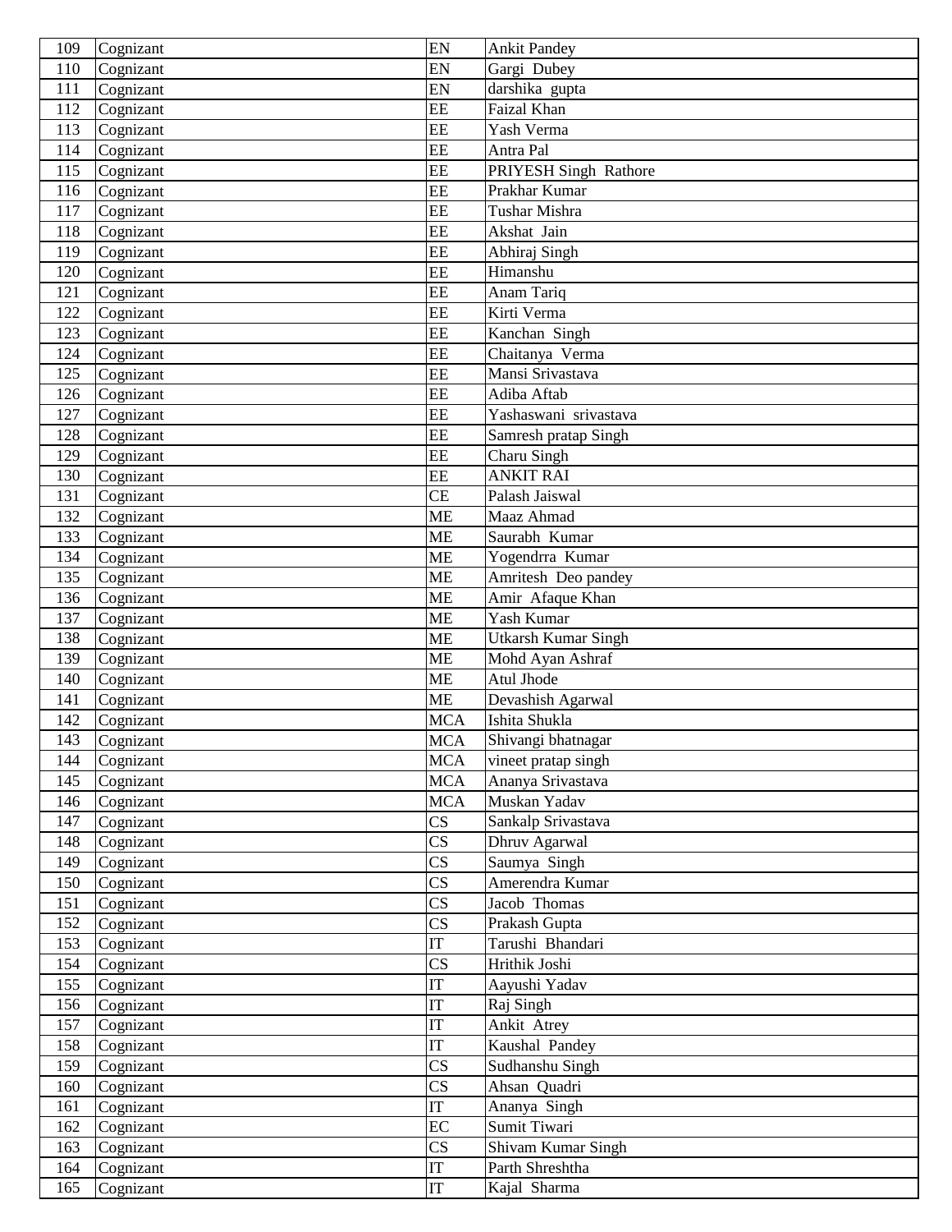| 109 | Cognizant | EN | Ankit Pandey |
|---|---|---|---|
| 110 | Cognizant | EN | Gargi  Dubey |
| 111 | Cognizant | EN | darshika  gupta |
| 112 | Cognizant | EE | Faizal Khan |
| 113 | Cognizant | EE | Yash Verma |
| 114 | Cognizant | EE | Antra Pal |
| 115 | Cognizant | EE | PRIYESH Singh  Rathore |
| 116 | Cognizant | EE | Prakhar Kumar |
| 117 | Cognizant | EE | Tushar Mishra |
| 118 | Cognizant | EE | Akshat  Jain |
| 119 | Cognizant | EE | Abhiraj Singh |
| 120 | Cognizant | EE | Himanshu |
| 121 | Cognizant | EE | Anam Tariq |
| 122 | Cognizant | EE | Kirti Verma |
| 123 | Cognizant | EE | Kanchan  Singh |
| 124 | Cognizant | EE | Chaitanya  Verma |
| 125 | Cognizant | EE | Mansi Srivastava |
| 126 | Cognizant | EE | Adiba Aftab |
| 127 | Cognizant | EE | Yashaswani  srivastava |
| 128 | Cognizant | EE | Samresh pratap Singh |
| 129 | Cognizant | EE | Charu Singh |
| 130 | Cognizant | EE | ANKIT RAI |
| 131 | Cognizant | CE | Palash Jaiswal |
| 132 | Cognizant | ME | Maaz Ahmad |
| 133 | Cognizant | ME | Saurabh  Kumar |
| 134 | Cognizant | ME | Yogendrra  Kumar |
| 135 | Cognizant | ME | Amritesh  Deo pandey |
| 136 | Cognizant | ME | Amir  Afaque Khan |
| 137 | Cognizant | ME | Yash Kumar |
| 138 | Cognizant | ME | Utkarsh Kumar Singh |
| 139 | Cognizant | ME | Mohd Ayan Ashraf |
| 140 | Cognizant | ME | Atul Jhode |
| 141 | Cognizant | ME | Devashish Agarwal |
| 142 | Cognizant | MCA | Ishita Shukla |
| 143 | Cognizant | MCA | Shivangi bhatnagar |
| 144 | Cognizant | MCA | vineet pratap singh |
| 145 | Cognizant | MCA | Ananya Srivastava |
| 146 | Cognizant | MCA | Muskan Yadav |
| 147 | Cognizant | CS | Sankalp Srivastava |
| 148 | Cognizant | CS | Dhruv Agarwal |
| 149 | Cognizant | CS | Saumya  Singh |
| 150 | Cognizant | CS | Amerendra Kumar |
| 151 | Cognizant | CS | Jacob  Thomas |
| 152 | Cognizant | CS | Prakash Gupta |
| 153 | Cognizant | IT | Tarushi  Bhandari |
| 154 | Cognizant | CS | Hrithik Joshi |
| 155 | Cognizant | IT | Aayushi Yadav |
| 156 | Cognizant | IT | Raj Singh |
| 157 | Cognizant | IT | Ankit  Atrey |
| 158 | Cognizant | IT | Kaushal  Pandey |
| 159 | Cognizant | CS | Sudhanshu Singh |
| 160 | Cognizant | CS | Ahsan  Quadri |
| 161 | Cognizant | IT | Ananya  Singh |
| 162 | Cognizant | EC | Sumit Tiwari |
| 163 | Cognizant | CS | Shivam Kumar Singh |
| 164 | Cognizant | IT | Parth Shreshtha |
| 165 | Cognizant | IT | Kajal  Sharma |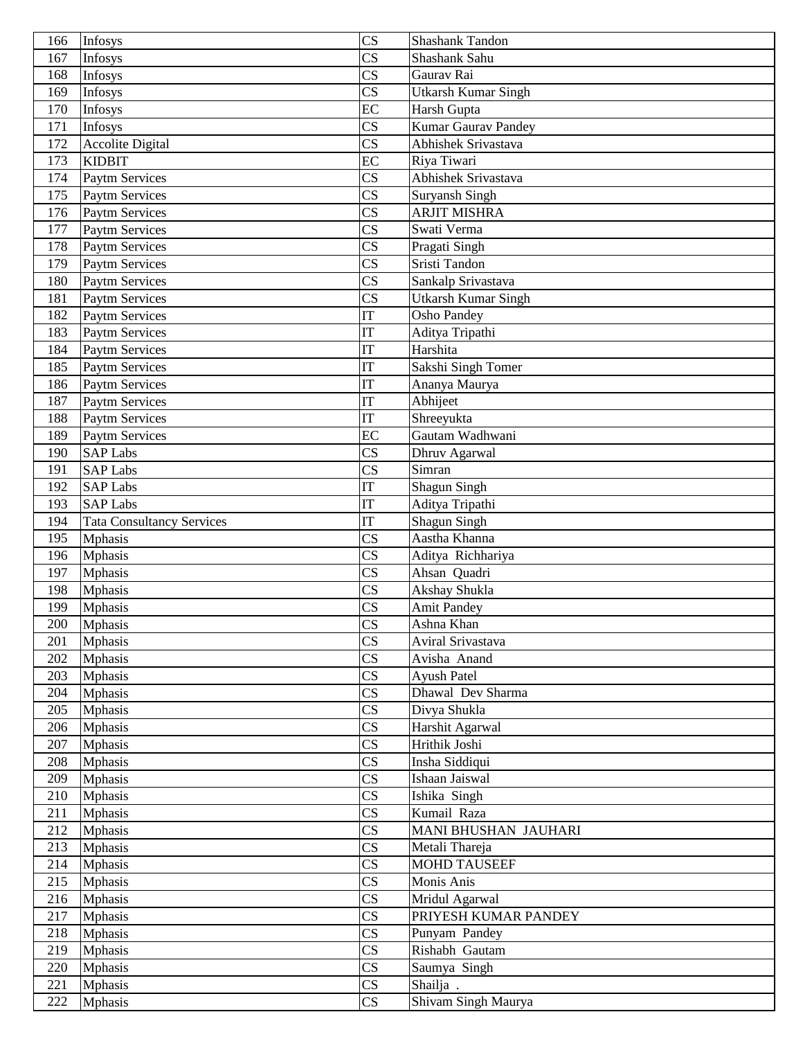| | | | |
|---|---|---|---|
| 166 | Infosys | CS | Shashank Tandon |
| 167 | Infosys | CS | Shashank Sahu |
| 168 | Infosys | CS | Gaurav Rai |
| 169 | Infosys | CS | Utkarsh Kumar Singh |
| 170 | Infosys | EC | Harsh Gupta |
| 171 | Infosys | CS | Kumar Gaurav Pandey |
| 172 | Accolite Digital | CS | Abhishek Srivastava |
| 173 | KIDBIT | EC | Riya Tiwari |
| 174 | Paytm Services | CS | Abhishek Srivastava |
| 175 | Paytm Services | CS | Suryansh Singh |
| 176 | Paytm Services | CS | ARJIT MISHRA |
| 177 | Paytm Services | CS | Swati Verma |
| 178 | Paytm Services | CS | Pragati Singh |
| 179 | Paytm Services | CS | Sristi Tandon |
| 180 | Paytm Services | CS | Sankalp Srivastava |
| 181 | Paytm Services | CS | Utkarsh Kumar Singh |
| 182 | Paytm Services | IT | Osho Pandey |
| 183 | Paytm Services | IT | Aditya Tripathi |
| 184 | Paytm Services | IT | Harshita |
| 185 | Paytm Services | IT | Sakshi Singh Tomer |
| 186 | Paytm Services | IT | Ananya Maurya |
| 187 | Paytm Services | IT | Abhijeet |
| 188 | Paytm Services | IT | Shreeyukta |
| 189 | Paytm Services | EC | Gautam Wadhwani |
| 190 | SAP Labs | CS | Dhruv Agarwal |
| 191 | SAP Labs | CS | Simran |
| 192 | SAP Labs | IT | Shagun Singh |
| 193 | SAP Labs | IT | Aditya Tripathi |
| 194 | Tata Consultancy Services | IT | Shagun Singh |
| 195 | Mphasis | CS | Aastha Khanna |
| 196 | Mphasis | CS | Aditya Richhariya |
| 197 | Mphasis | CS | Ahsan Quadri |
| 198 | Mphasis | CS | Akshay Shukla |
| 199 | Mphasis | CS | Amit Pandey |
| 200 | Mphasis | CS | Ashna Khan |
| 201 | Mphasis | CS | Aviral Srivastava |
| 202 | Mphasis | CS | Avisha Anand |
| 203 | Mphasis | CS | Ayush Patel |
| 204 | Mphasis | CS | Dhawal Dev Sharma |
| 205 | Mphasis | CS | Divya Shukla |
| 206 | Mphasis | CS | Harshit Agarwal |
| 207 | Mphasis | CS | Hrithik Joshi |
| 208 | Mphasis | CS | Insha Siddiqui |
| 209 | Mphasis | CS | Ishaan Jaiswal |
| 210 | Mphasis | CS | Ishika Singh |
| 211 | Mphasis | CS | Kumail Raza |
| 212 | Mphasis | CS | MANI BHUSHAN JAUHARI |
| 213 | Mphasis | CS | Metali Thareja |
| 214 | Mphasis | CS | MOHD TAUSEEF |
| 215 | Mphasis | CS | Monis Anis |
| 216 | Mphasis | CS | Mridul Agarwal |
| 217 | Mphasis | CS | PRIYESH KUMAR PANDEY |
| 218 | Mphasis | CS | Punyam Pandey |
| 219 | Mphasis | CS | Rishabh Gautam |
| 220 | Mphasis | CS | Saumya Singh |
| 221 | Mphasis | CS | Shailja . |
| 222 | Mphasis | CS | Shivam Singh Maurya |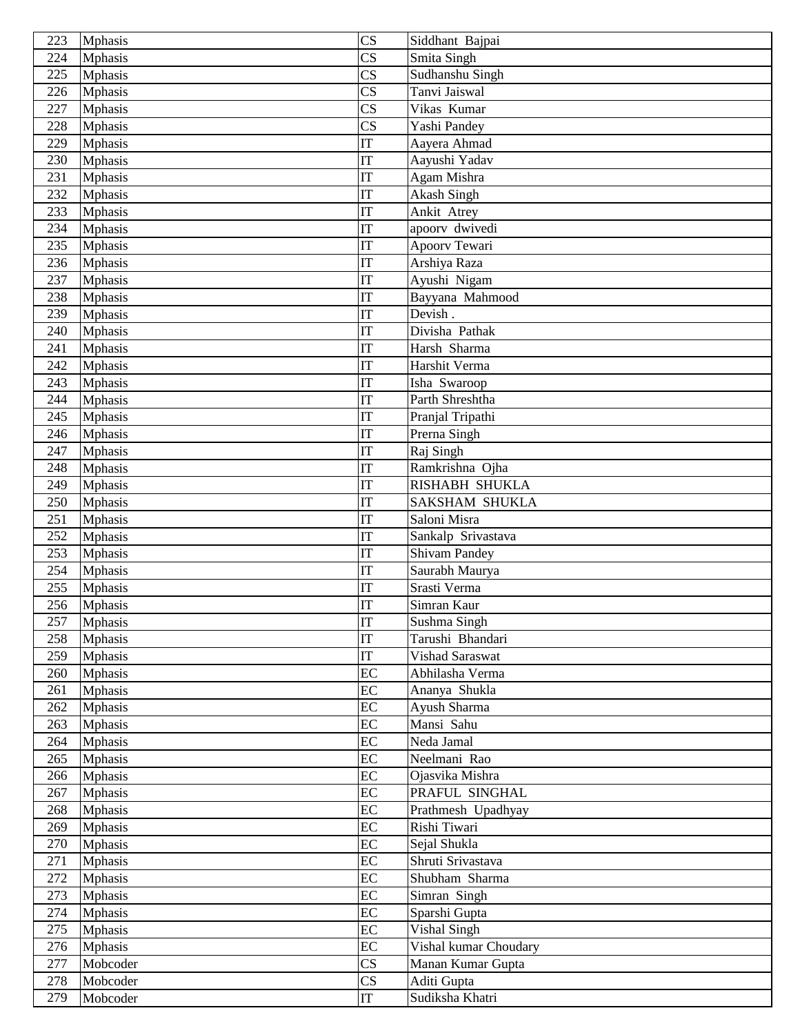| 223 | Mphasis | CS | Siddhant Bajpai |
|---|---|---|---|
| 224 | Mphasis | CS | Smita Singh |
| 225 | Mphasis | CS | Sudhanshu Singh |
| 226 | Mphasis | CS | Tanvi Jaiswal |
| 227 | Mphasis | CS | Vikas Kumar |
| 228 | Mphasis | CS | Yashi Pandey |
| 229 | Mphasis | IT | Aayera Ahmad |
| 230 | Mphasis | IT | Aayushi Yadav |
| 231 | Mphasis | IT | Agam Mishra |
| 232 | Mphasis | IT | Akash Singh |
| 233 | Mphasis | IT | Ankit Atrey |
| 234 | Mphasis | IT | apoorv dwivedi |
| 235 | Mphasis | IT | Apoorv Tewari |
| 236 | Mphasis | IT | Arshiya Raza |
| 237 | Mphasis | IT | Ayushi Nigam |
| 238 | Mphasis | IT | Bayyana Mahmood |
| 239 | Mphasis | IT | Devish . |
| 240 | Mphasis | IT | Divisha Pathak |
| 241 | Mphasis | IT | Harsh Sharma |
| 242 | Mphasis | IT | Harshit Verma |
| 243 | Mphasis | IT | Isha Swaroop |
| 244 | Mphasis | IT | Parth Shreshtha |
| 245 | Mphasis | IT | Pranjal Tripathi |
| 246 | Mphasis | IT | Prerna Singh |
| 247 | Mphasis | IT | Raj Singh |
| 248 | Mphasis | IT | Ramkrishna Ojha |
| 249 | Mphasis | IT | RISHABH SHUKLA |
| 250 | Mphasis | IT | SAKSHAM SHUKLA |
| 251 | Mphasis | IT | Saloni Misra |
| 252 | Mphasis | IT | Sankalp Srivastava |
| 253 | Mphasis | IT | Shivam Pandey |
| 254 | Mphasis | IT | Saurabh Maurya |
| 255 | Mphasis | IT | Srasti Verma |
| 256 | Mphasis | IT | Simran Kaur |
| 257 | Mphasis | IT | Sushma Singh |
| 258 | Mphasis | IT | Tarushi Bhandari |
| 259 | Mphasis | IT | Vishad Saraswat |
| 260 | Mphasis | EC | Abhilasha Verma |
| 261 | Mphasis | EC | Ananya Shukla |
| 262 | Mphasis | EC | Ayush Sharma |
| 263 | Mphasis | EC | Mansi Sahu |
| 264 | Mphasis | EC | Neda Jamal |
| 265 | Mphasis | EC | Neelmani Rao |
| 266 | Mphasis | EC | Ojasvika Mishra |
| 267 | Mphasis | EC | PRAFUL SINGHAL |
| 268 | Mphasis | EC | Prathmesh Upadhyay |
| 269 | Mphasis | EC | Rishi Tiwari |
| 270 | Mphasis | EC | Sejal Shukla |
| 271 | Mphasis | EC | Shruti Srivastava |
| 272 | Mphasis | EC | Shubham Sharma |
| 273 | Mphasis | EC | Simran Singh |
| 274 | Mphasis | EC | Sparshi Gupta |
| 275 | Mphasis | EC | Vishal Singh |
| 276 | Mphasis | EC | Vishal kumar Choudary |
| 277 | Mobcoder | CS | Manan Kumar Gupta |
| 278 | Mobcoder | CS | Aditi Gupta |
| 279 | Mobcoder | IT | Sudiksha Khatri |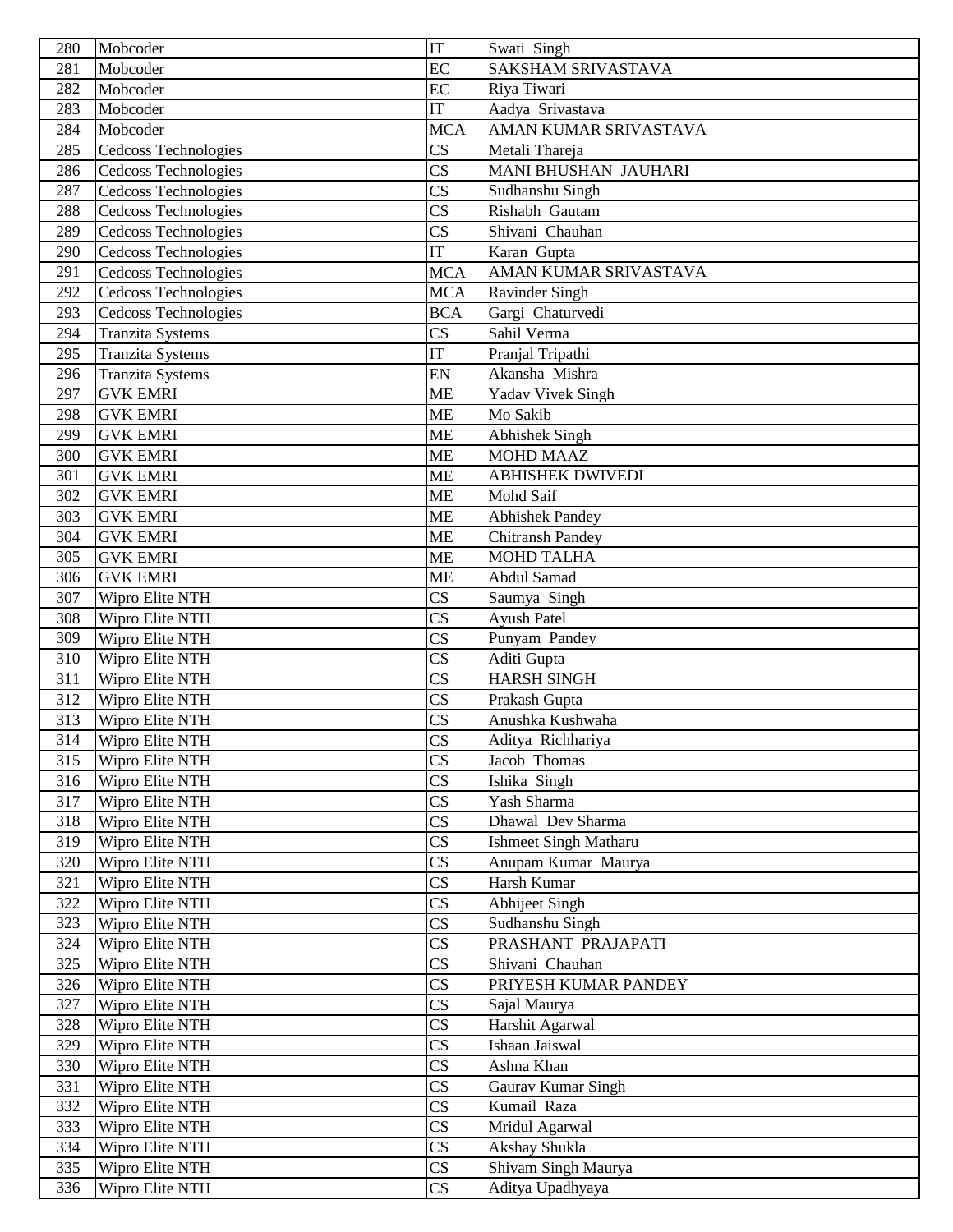| 280 | Mobcoder | IT | Swati  Singh |
|---|---|---|---|
| 281 | Mobcoder | EC | SAKSHAM SRIVASTAVA |
| 282 | Mobcoder | EC | Riya Tiwari |
| 283 | Mobcoder | IT | Aadya  Srivastava |
| 284 | Mobcoder | MCA | AMAN KUMAR SRIVASTAVA |
| 285 | Cedcoss Technologies | CS | Metali Thareja |
| 286 | Cedcoss Technologies | CS | MANI BHUSHAN  JAUHARI |
| 287 | Cedcoss Technologies | CS | Sudhanshu Singh |
| 288 | Cedcoss Technologies | CS | Rishabh  Gautam |
| 289 | Cedcoss Technologies | CS | Shivani  Chauhan |
| 290 | Cedcoss Technologies | IT | Karan  Gupta |
| 291 | Cedcoss Technologies | MCA | AMAN KUMAR SRIVASTAVA |
| 292 | Cedcoss Technologies | MCA | Ravinder Singh |
| 293 | Cedcoss Technologies | BCA | Gargi  Chaturvedi |
| 294 | Tranzita Systems | CS | Sahil Verma |
| 295 | Tranzita Systems | IT | Pranjal Tripathi |
| 296 | Tranzita Systems | EN | Akansha  Mishra |
| 297 | GVK EMRI | ME | Yadav Vivek Singh |
| 298 | GVK EMRI | ME | Mo Sakib |
| 299 | GVK EMRI | ME | Abhishek Singh |
| 300 | GVK EMRI | ME | MOHD MAAZ |
| 301 | GVK EMRI | ME | ABHISHEK DWIVEDI |
| 302 | GVK EMRI | ME | Mohd Saif |
| 303 | GVK EMRI | ME | Abhishek Pandey |
| 304 | GVK EMRI | ME | Chitransh Pandey |
| 305 | GVK EMRI | ME | MOHD TALHA |
| 306 | GVK EMRI | ME | Abdul Samad |
| 307 | Wipro Elite NTH | CS | Saumya  Singh |
| 308 | Wipro Elite NTH | CS | Ayush Patel |
| 309 | Wipro Elite NTH | CS | Punyam  Pandey |
| 310 | Wipro Elite NTH | CS | Aditi Gupta |
| 311 | Wipro Elite NTH | CS | HARSH SINGH |
| 312 | Wipro Elite NTH | CS | Prakash Gupta |
| 313 | Wipro Elite NTH | CS | Anushka Kushwaha |
| 314 | Wipro Elite NTH | CS | Aditya  Richhariya |
| 315 | Wipro Elite NTH | CS | Jacob  Thomas |
| 316 | Wipro Elite NTH | CS | Ishika  Singh |
| 317 | Wipro Elite NTH | CS | Yash Sharma |
| 318 | Wipro Elite NTH | CS | Dhawal  Dev Sharma |
| 319 | Wipro Elite NTH | CS | Ishmeet Singh Matharu |
| 320 | Wipro Elite NTH | CS | Anupam Kumar  Maurya |
| 321 | Wipro Elite NTH | CS | Harsh Kumar |
| 322 | Wipro Elite NTH | CS | Abhijeet Singh |
| 323 | Wipro Elite NTH | CS | Sudhanshu Singh |
| 324 | Wipro Elite NTH | CS | PRASHANT  PRAJAPATI |
| 325 | Wipro Elite NTH | CS | Shivani  Chauhan |
| 326 | Wipro Elite NTH | CS | PRIYESH KUMAR PANDEY |
| 327 | Wipro Elite NTH | CS | Sajal Maurya |
| 328 | Wipro Elite NTH | CS | Harshit Agarwal |
| 329 | Wipro Elite NTH | CS | Ishaan Jaiswal |
| 330 | Wipro Elite NTH | CS | Ashna Khan |
| 331 | Wipro Elite NTH | CS | Gaurav Kumar Singh |
| 332 | Wipro Elite NTH | CS | Kumail  Raza |
| 333 | Wipro Elite NTH | CS | Mridul Agarwal |
| 334 | Wipro Elite NTH | CS | Akshay Shukla |
| 335 | Wipro Elite NTH | CS | Shivam Singh Maurya |
| 336 | Wipro Elite NTH | CS | Aditya Upadhyaya |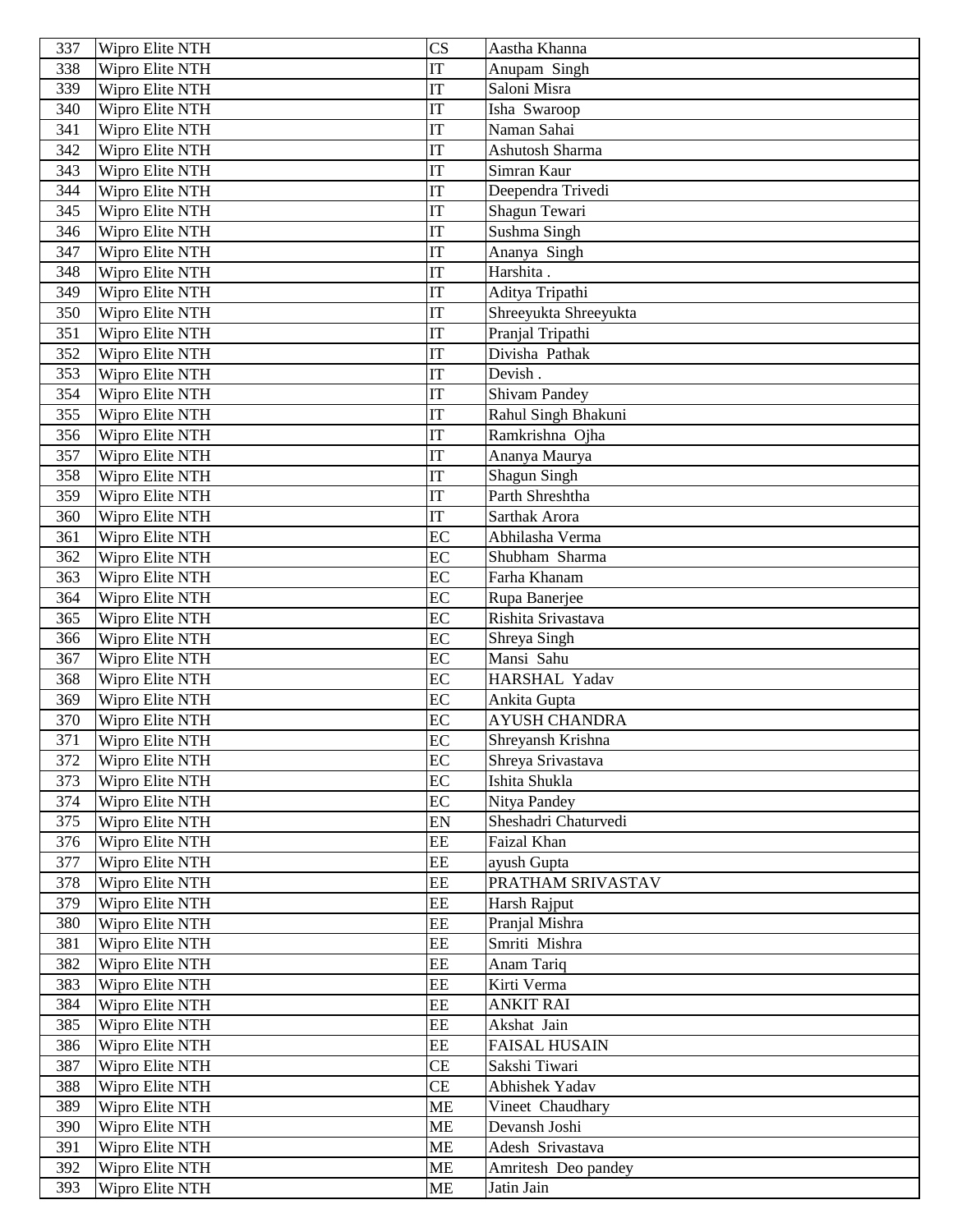| 337 | Wipro Elite NTH | CS | Aastha Khanna |
|---|---|---|---|
| 338 | Wipro Elite NTH | IT | Anupam Singh |
| 339 | Wipro Elite NTH | IT | Saloni Misra |
| 340 | Wipro Elite NTH | IT | Isha Swaroop |
| 341 | Wipro Elite NTH | IT | Naman Sahai |
| 342 | Wipro Elite NTH | IT | Ashutosh Sharma |
| 343 | Wipro Elite NTH | IT | Simran Kaur |
| 344 | Wipro Elite NTH | IT | Deependra Trivedi |
| 345 | Wipro Elite NTH | IT | Shagun Tewari |
| 346 | Wipro Elite NTH | IT | Sushma Singh |
| 347 | Wipro Elite NTH | IT | Ananya Singh |
| 348 | Wipro Elite NTH | IT | Harshita . |
| 349 | Wipro Elite NTH | IT | Aditya Tripathi |
| 350 | Wipro Elite NTH | IT | Shreeyukta Shreeyukta |
| 351 | Wipro Elite NTH | IT | Pranjal Tripathi |
| 352 | Wipro Elite NTH | IT | Divisha Pathak |
| 353 | Wipro Elite NTH | IT | Devish . |
| 354 | Wipro Elite NTH | IT | Shivam Pandey |
| 355 | Wipro Elite NTH | IT | Rahul Singh Bhakuni |
| 356 | Wipro Elite NTH | IT | Ramkrishna Ojha |
| 357 | Wipro Elite NTH | IT | Ananya Maurya |
| 358 | Wipro Elite NTH | IT | Shagun Singh |
| 359 | Wipro Elite NTH | IT | Parth Shreshtha |
| 360 | Wipro Elite NTH | IT | Sarthak Arora |
| 361 | Wipro Elite NTH | EC | Abhilasha Verma |
| 362 | Wipro Elite NTH | EC | Shubham Sharma |
| 363 | Wipro Elite NTH | EC | Farha Khanam |
| 364 | Wipro Elite NTH | EC | Rupa Banerjee |
| 365 | Wipro Elite NTH | EC | Rishita Srivastava |
| 366 | Wipro Elite NTH | EC | Shreya Singh |
| 367 | Wipro Elite NTH | EC | Mansi Sahu |
| 368 | Wipro Elite NTH | EC | HARSHAL Yadav |
| 369 | Wipro Elite NTH | EC | Ankita Gupta |
| 370 | Wipro Elite NTH | EC | AYUSH CHANDRA |
| 371 | Wipro Elite NTH | EC | Shreyansh Krishna |
| 372 | Wipro Elite NTH | EC | Shreya Srivastava |
| 373 | Wipro Elite NTH | EC | Ishita Shukla |
| 374 | Wipro Elite NTH | EC | Nitya Pandey |
| 375 | Wipro Elite NTH | EN | Sheshadri Chaturvedi |
| 376 | Wipro Elite NTH | EE | Faizal Khan |
| 377 | Wipro Elite NTH | EE | ayush Gupta |
| 378 | Wipro Elite NTH | EE | PRATHAM SRIVASTAV |
| 379 | Wipro Elite NTH | EE | Harsh Rajput |
| 380 | Wipro Elite NTH | EE | Pranjal Mishra |
| 381 | Wipro Elite NTH | EE | Smriti Mishra |
| 382 | Wipro Elite NTH | EE | Anam Tariq |
| 383 | Wipro Elite NTH | EE | Kirti Verma |
| 384 | Wipro Elite NTH | EE | ANKIT RAI |
| 385 | Wipro Elite NTH | EE | Akshat Jain |
| 386 | Wipro Elite NTH | EE | FAISAL HUSAIN |
| 387 | Wipro Elite NTH | CE | Sakshi Tiwari |
| 388 | Wipro Elite NTH | CE | Abhishek Yadav |
| 389 | Wipro Elite NTH | ME | Vineet Chaudhary |
| 390 | Wipro Elite NTH | ME | Devansh Joshi |
| 391 | Wipro Elite NTH | ME | Adesh Srivastava |
| 392 | Wipro Elite NTH | ME | Amritesh Deo pandey |
| 393 | Wipro Elite NTH | ME | Jatin Jain |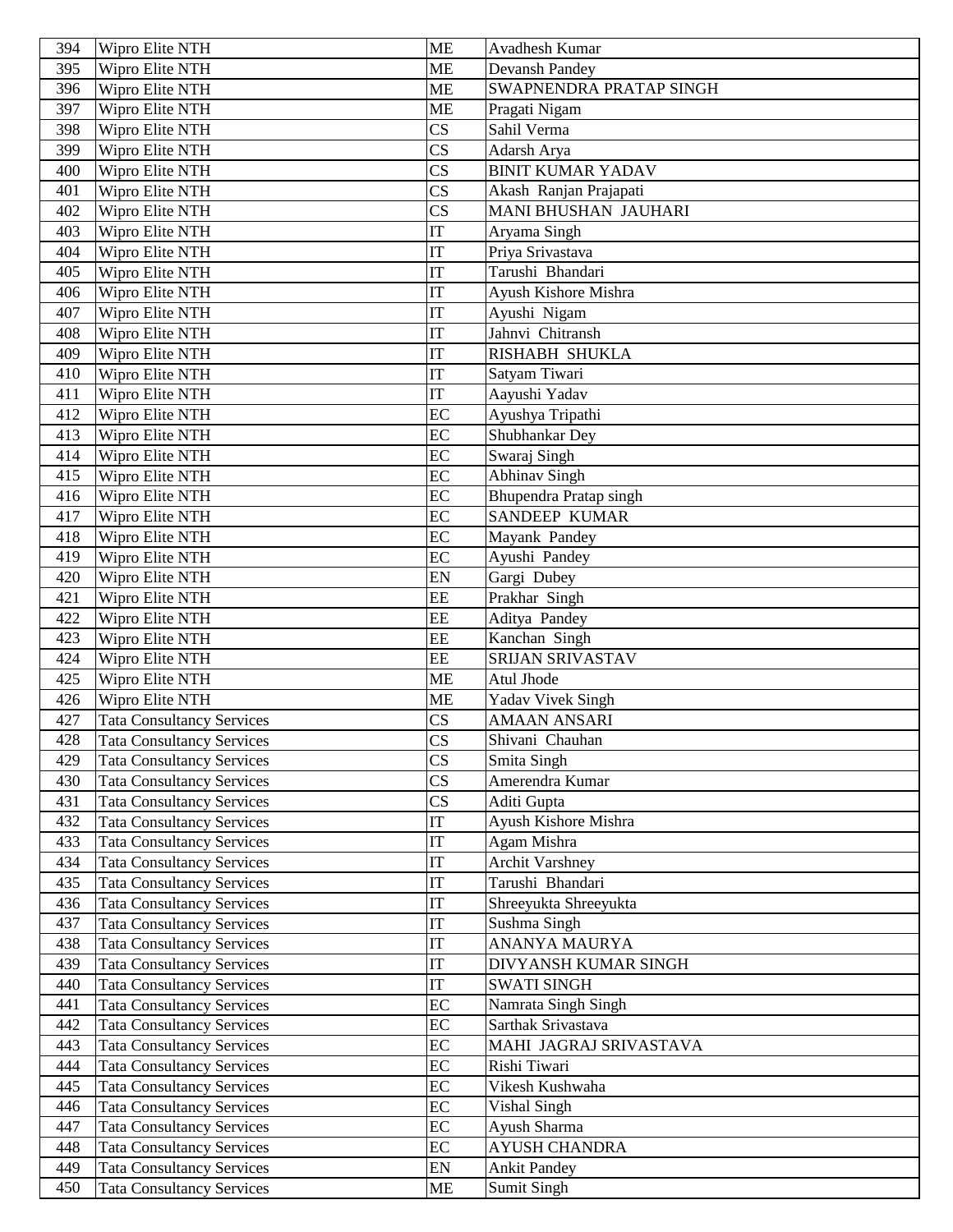| 394 | Wipro Elite NTH | ME | Avadhesh Kumar |
|---|---|---|---|
| 395 | Wipro Elite NTH | ME | Devansh Pandey |
| 396 | Wipro Elite NTH | ME | SWAPNENDRA PRATAP SINGH |
| 397 | Wipro Elite NTH | ME | Pragati Nigam |
| 398 | Wipro Elite NTH | CS | Sahil Verma |
| 399 | Wipro Elite NTH | CS | Adarsh Arya |
| 400 | Wipro Elite NTH | CS | BINIT KUMAR YADAV |
| 401 | Wipro Elite NTH | CS | Akash Ranjan Prajapati |
| 402 | Wipro Elite NTH | CS | MANI BHUSHAN JAUHARI |
| 403 | Wipro Elite NTH | IT | Aryama Singh |
| 404 | Wipro Elite NTH | IT | Priya Srivastava |
| 405 | Wipro Elite NTH | IT | Tarushi Bhandari |
| 406 | Wipro Elite NTH | IT | Ayush Kishore Mishra |
| 407 | Wipro Elite NTH | IT | Ayushi Nigam |
| 408 | Wipro Elite NTH | IT | Jahnvi Chitransh |
| 409 | Wipro Elite NTH | IT | RISHABH SHUKLA |
| 410 | Wipro Elite NTH | IT | Satyam Tiwari |
| 411 | Wipro Elite NTH | IT | Aayushi Yadav |
| 412 | Wipro Elite NTH | EC | Ayushya Tripathi |
| 413 | Wipro Elite NTH | EC | Shubhankar Dey |
| 414 | Wipro Elite NTH | EC | Swaraj Singh |
| 415 | Wipro Elite NTH | EC | Abhinav Singh |
| 416 | Wipro Elite NTH | EC | Bhupendra Pratap singh |
| 417 | Wipro Elite NTH | EC | SANDEEP KUMAR |
| 418 | Wipro Elite NTH | EC | Mayank Pandey |
| 419 | Wipro Elite NTH | EC | Ayushi Pandey |
| 420 | Wipro Elite NTH | EN | Gargi Dubey |
| 421 | Wipro Elite NTH | EE | Prakhar Singh |
| 422 | Wipro Elite NTH | EE | Aditya Pandey |
| 423 | Wipro Elite NTH | EE | Kanchan Singh |
| 424 | Wipro Elite NTH | EE | SRIJAN SRIVASTAV |
| 425 | Wipro Elite NTH | ME | Atul Jhode |
| 426 | Wipro Elite NTH | ME | Yadav Vivek Singh |
| 427 | Tata Consultancy Services | CS | AMAAN ANSARI |
| 428 | Tata Consultancy Services | CS | Shivani Chauhan |
| 429 | Tata Consultancy Services | CS | Smita Singh |
| 430 | Tata Consultancy Services | CS | Amerendra Kumar |
| 431 | Tata Consultancy Services | CS | Aditi Gupta |
| 432 | Tata Consultancy Services | IT | Ayush Kishore Mishra |
| 433 | Tata Consultancy Services | IT | Agam Mishra |
| 434 | Tata Consultancy Services | IT | Archit Varshney |
| 435 | Tata Consultancy Services | IT | Tarushi Bhandari |
| 436 | Tata Consultancy Services | IT | Shreeyukta Shreeyukta |
| 437 | Tata Consultancy Services | IT | Sushma Singh |
| 438 | Tata Consultancy Services | IT | ANANYA MAURYA |
| 439 | Tata Consultancy Services | IT | DIVYANSH KUMAR SINGH |
| 440 | Tata Consultancy Services | IT | SWATI SINGH |
| 441 | Tata Consultancy Services | EC | Namrata Singh Singh |
| 442 | Tata Consultancy Services | EC | Sarthak Srivastava |
| 443 | Tata Consultancy Services | EC | MAHI JAGRAJ SRIVASTAVA |
| 444 | Tata Consultancy Services | EC | Rishi Tiwari |
| 445 | Tata Consultancy Services | EC | Vikesh Kushwaha |
| 446 | Tata Consultancy Services | EC | Vishal Singh |
| 447 | Tata Consultancy Services | EC | Ayush Sharma |
| 448 | Tata Consultancy Services | EC | AYUSH CHANDRA |
| 449 | Tata Consultancy Services | EN | Ankit Pandey |
| 450 | Tata Consultancy Services | ME | Sumit Singh |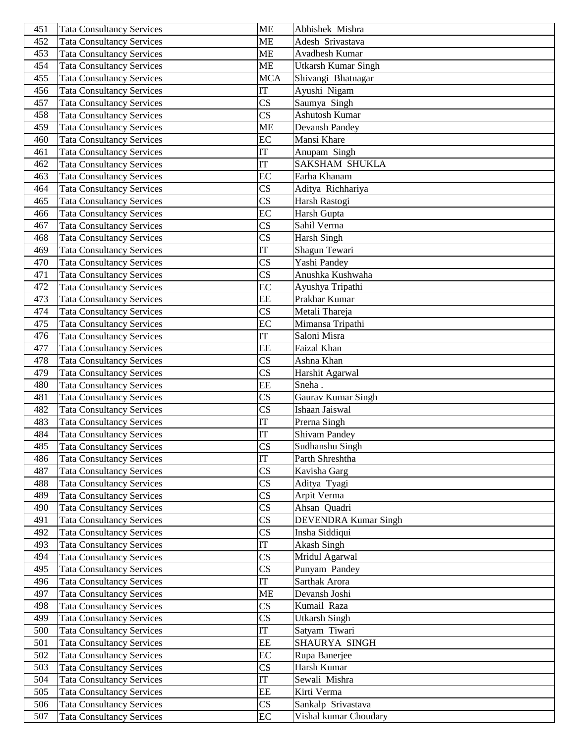| 451 | Tata Consultancy Services | ME | Abhishek Mishra |
|---|---|---|---|
| 452 | Tata Consultancy Services | ME | Adesh Srivastava |
| 453 | Tata Consultancy Services | ME | Avadhesh Kumar |
| 454 | Tata Consultancy Services | ME | Utkarsh Kumar Singh |
| 455 | Tata Consultancy Services | MCA | Shivangi Bhatnagar |
| 456 | Tata Consultancy Services | IT | Ayushi Nigam |
| 457 | Tata Consultancy Services | CS | Saumya Singh |
| 458 | Tata Consultancy Services | CS | Ashutosh Kumar |
| 459 | Tata Consultancy Services | ME | Devansh Pandey |
| 460 | Tata Consultancy Services | EC | Mansi Khare |
| 461 | Tata Consultancy Services | IT | Anupam Singh |
| 462 | Tata Consultancy Services | IT | SAKSHAM SHUKLA |
| 463 | Tata Consultancy Services | EC | Farha Khanam |
| 464 | Tata Consultancy Services | CS | Aditya Richhariya |
| 465 | Tata Consultancy Services | CS | Harsh Rastogi |
| 466 | Tata Consultancy Services | EC | Harsh Gupta |
| 467 | Tata Consultancy Services | CS | Sahil Verma |
| 468 | Tata Consultancy Services | CS | Harsh Singh |
| 469 | Tata Consultancy Services | IT | Shagun Tewari |
| 470 | Tata Consultancy Services | CS | Yashi Pandey |
| 471 | Tata Consultancy Services | CS | Anushka Kushwaha |
| 472 | Tata Consultancy Services | EC | Ayushya Tripathi |
| 473 | Tata Consultancy Services | EE | Prakhar Kumar |
| 474 | Tata Consultancy Services | CS | Metali Thareja |
| 475 | Tata Consultancy Services | EC | Mimansa Tripathi |
| 476 | Tata Consultancy Services | IT | Saloni Misra |
| 477 | Tata Consultancy Services | EE | Faizal Khan |
| 478 | Tata Consultancy Services | CS | Ashna Khan |
| 479 | Tata Consultancy Services | CS | Harshit Agarwal |
| 480 | Tata Consultancy Services | EE | Sneha . |
| 481 | Tata Consultancy Services | CS | Gaurav Kumar Singh |
| 482 | Tata Consultancy Services | CS | Ishaan Jaiswal |
| 483 | Tata Consultancy Services | IT | Prerna Singh |
| 484 | Tata Consultancy Services | IT | Shivam Pandey |
| 485 | Tata Consultancy Services | CS | Sudhanshu Singh |
| 486 | Tata Consultancy Services | IT | Parth Shreshtha |
| 487 | Tata Consultancy Services | CS | Kavisha Garg |
| 488 | Tata Consultancy Services | CS | Aditya Tyagi |
| 489 | Tata Consultancy Services | CS | Arpit Verma |
| 490 | Tata Consultancy Services | CS | Ahsan Quadri |
| 491 | Tata Consultancy Services | CS | DEVENDRA Kumar Singh |
| 492 | Tata Consultancy Services | CS | Insha Siddiqui |
| 493 | Tata Consultancy Services | IT | Akash Singh |
| 494 | Tata Consultancy Services | CS | Mridul Agarwal |
| 495 | Tata Consultancy Services | CS | Punyam Pandey |
| 496 | Tata Consultancy Services | IT | Sarthak Arora |
| 497 | Tata Consultancy Services | ME | Devansh Joshi |
| 498 | Tata Consultancy Services | CS | Kumail Raza |
| 499 | Tata Consultancy Services | CS | Utkarsh Singh |
| 500 | Tata Consultancy Services | IT | Satyam Tiwari |
| 501 | Tata Consultancy Services | EE | SHAURYA SINGH |
| 502 | Tata Consultancy Services | EC | Rupa Banerjee |
| 503 | Tata Consultancy Services | CS | Harsh Kumar |
| 504 | Tata Consultancy Services | IT | Sewali Mishra |
| 505 | Tata Consultancy Services | EE | Kirti Verma |
| 506 | Tata Consultancy Services | CS | Sankalp Srivastava |
| 507 | Tata Consultancy Services | EC | Vishal kumar Choudary |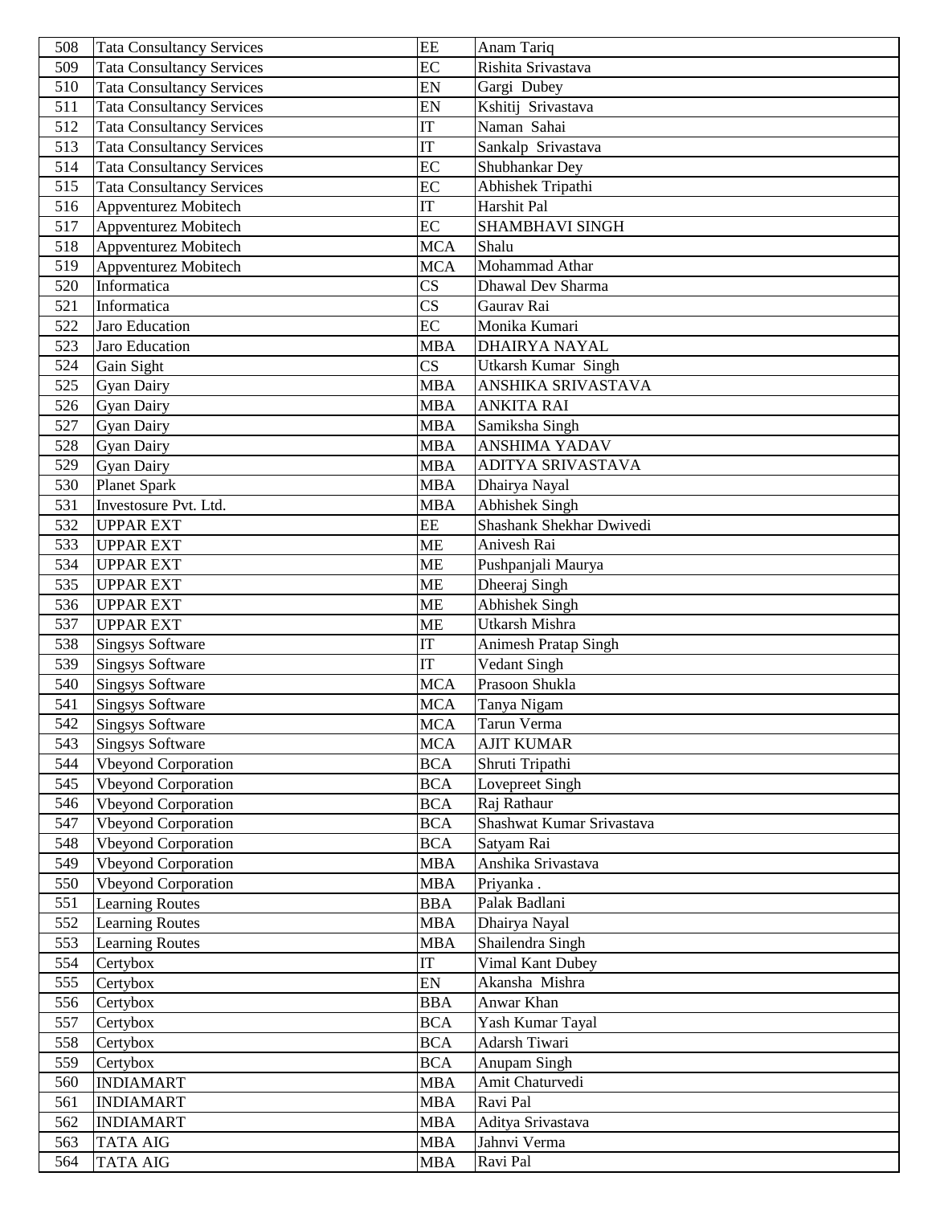| 508 | Tata Consultancy Services | EE | Anam Tariq |
|---|---|---|---|
| 509 | Tata Consultancy Services | EC | Rishita Srivastava |
| 510 | Tata Consultancy Services | EN | Gargi Dubey |
| 511 | Tata Consultancy Services | EN | Kshitij Srivastava |
| 512 | Tata Consultancy Services | IT | Naman Sahai |
| 513 | Tata Consultancy Services | IT | Sankalp Srivastava |
| 514 | Tata Consultancy Services | EC | Shubhankar Dey |
| 515 | Tata Consultancy Services | EC | Abhishek Tripathi |
| 516 | Appventurez Mobitech | IT | Harshit Pal |
| 517 | Appventurez Mobitech | EC | SHAMBHAVI SINGH |
| 518 | Appventurez Mobitech | MCA | Shalu |
| 519 | Appventurez Mobitech | MCA | Mohammad Athar |
| 520 | Informatica | CS | Dhawal Dev Sharma |
| 521 | Informatica | CS | Gaurav Rai |
| 522 | Jaro Education | EC | Monika Kumari |
| 523 | Jaro Education | MBA | DHAIRYA NAYAL |
| 524 | Gain Sight | CS | Utkarsh Kumar Singh |
| 525 | Gyan Dairy | MBA | ANSHIKA SRIVASTAVA |
| 526 | Gyan Dairy | MBA | ANKITA RAI |
| 527 | Gyan Dairy | MBA | Samiksha Singh |
| 528 | Gyan Dairy | MBA | ANSHIMA YADAV |
| 529 | Gyan Dairy | MBA | ADITYA SRIVASTAVA |
| 530 | Planet Spark | MBA | Dhairya Nayal |
| 531 | Investosure Pvt. Ltd. | MBA | Abhishek Singh |
| 532 | UPPAR EXT | EE | Shashank Shekhar Dwivedi |
| 533 | UPPAR EXT | ME | Anivesh Rai |
| 534 | UPPAR EXT | ME | Pushpanjali Maurya |
| 535 | UPPAR EXT | ME | Dheeraj Singh |
| 536 | UPPAR EXT | ME | Abhishek Singh |
| 537 | UPPAR EXT | ME | Utkarsh Mishra |
| 538 | Singsys Software | IT | Animesh Pratap Singh |
| 539 | Singsys Software | IT | Vedant Singh |
| 540 | Singsys Software | MCA | Prasoon Shukla |
| 541 | Singsys Software | MCA | Tanya Nigam |
| 542 | Singsys Software | MCA | Tarun Verma |
| 543 | Singsys Software | MCA | AJIT KUMAR |
| 544 | Vbeyond Corporation | BCA | Shruti Tripathi |
| 545 | Vbeyond Corporation | BCA | Lovepreet Singh |
| 546 | Vbeyond Corporation | BCA | Raj Rathaur |
| 547 | Vbeyond Corporation | BCA | Shashwat Kumar Srivastava |
| 548 | Vbeyond Corporation | BCA | Satyam Rai |
| 549 | Vbeyond Corporation | MBA | Anshika Srivastava |
| 550 | Vbeyond Corporation | MBA | Priyanka . |
| 551 | Learning Routes | BBA | Palak Badlani |
| 552 | Learning Routes | MBA | Dhairya Nayal |
| 553 | Learning Routes | MBA | Shailendra Singh |
| 554 | Certybox | IT | Vimal Kant Dubey |
| 555 | Certybox | EN | Akansha Mishra |
| 556 | Certybox | BBA | Anwar Khan |
| 557 | Certybox | BCA | Yash Kumar Tayal |
| 558 | Certybox | BCA | Adarsh Tiwari |
| 559 | Certybox | BCA | Anupam Singh |
| 560 | INDIAMART | MBA | Amit Chaturvedi |
| 561 | INDIAMART | MBA | Ravi Pal |
| 562 | INDIAMART | MBA | Aditya Srivastava |
| 563 | TATA AIG | MBA | Jahnvi Verma |
| 564 | TATA AIG | MBA | Ravi Pal |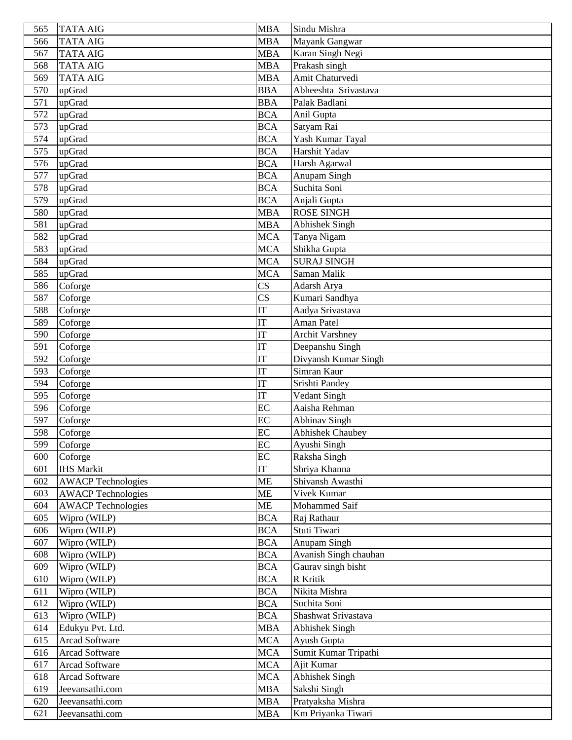| 565 | TATA AIG | MBA | Sindu Mishra |
|---|---|---|---|
| 566 | TATA AIG | MBA | Mayank Gangwar |
| 567 | TATA AIG | MBA | Karan Singh Negi |
| 568 | TATA AIG | MBA | Prakash singh |
| 569 | TATA AIG | MBA | Amit Chaturvedi |
| 570 | upGrad | BBA | Abheeshta Srivastava |
| 571 | upGrad | BBA | Palak Badlani |
| 572 | upGrad | BCA | Anil Gupta |
| 573 | upGrad | BCA | Satyam Rai |
| 574 | upGrad | BCA | Yash Kumar Tayal |
| 575 | upGrad | BCA | Harshit Yadav |
| 576 | upGrad | BCA | Harsh Agarwal |
| 577 | upGrad | BCA | Anupam Singh |
| 578 | upGrad | BCA | Suchita Soni |
| 579 | upGrad | BCA | Anjali Gupta |
| 580 | upGrad | MBA | ROSE SINGH |
| 581 | upGrad | MBA | Abhishek Singh |
| 582 | upGrad | MCA | Tanya Nigam |
| 583 | upGrad | MCA | Shikha Gupta |
| 584 | upGrad | MCA | SURAJ SINGH |
| 585 | upGrad | MCA | Saman Malik |
| 586 | Coforge | CS | Adarsh Arya |
| 587 | Coforge | CS | Kumari Sandhya |
| 588 | Coforge | IT | Aadya Srivastava |
| 589 | Coforge | IT | Aman Patel |
| 590 | Coforge | IT | Archit Varshney |
| 591 | Coforge | IT | Deepanshu Singh |
| 592 | Coforge | IT | Divyansh Kumar Singh |
| 593 | Coforge | IT | Simran Kaur |
| 594 | Coforge | IT | Srishti Pandey |
| 595 | Coforge | IT | Vedant Singh |
| 596 | Coforge | EC | Aaisha Rehman |
| 597 | Coforge | EC | Abhinav Singh |
| 598 | Coforge | EC | Abhishek Chaubey |
| 599 | Coforge | EC | Ayushi Singh |
| 600 | Coforge | EC | Raksha Singh |
| 601 | IHS Markit | IT | Shriya Khanna |
| 602 | AWACP Technologies | ME | Shivansh Awasthi |
| 603 | AWACP Technologies | ME | Vivek Kumar |
| 604 | AWACP Technologies | ME | Mohammed Saif |
| 605 | Wipro (WILP) | BCA | Raj Rathaur |
| 606 | Wipro (WILP) | BCA | Stuti Tiwari |
| 607 | Wipro (WILP) | BCA | Anupam Singh |
| 608 | Wipro (WILP) | BCA | Avanish Singh chauhan |
| 609 | Wipro (WILP) | BCA | Gaurav singh bisht |
| 610 | Wipro (WILP) | BCA | R Kritik |
| 611 | Wipro (WILP) | BCA | Nikita Mishra |
| 612 | Wipro (WILP) | BCA | Suchita Soni |
| 613 | Wipro (WILP) | BCA | Shashwat Srivastava |
| 614 | Edukyu Pvt. Ltd. | MBA | Abhishek Singh |
| 615 | Arcad Software | MCA | Ayush Gupta |
| 616 | Arcad Software | MCA | Sumit Kumar Tripathi |
| 617 | Arcad Software | MCA | Ajit Kumar |
| 618 | Arcad Software | MCA | Abhishek Singh |
| 619 | Jeevansathi.com | MBA | Sakshi Singh |
| 620 | Jeevansathi.com | MBA | Pratyaksha Mishra |
| 621 | Jeevansathi.com | MBA | Km Priyanka Tiwari |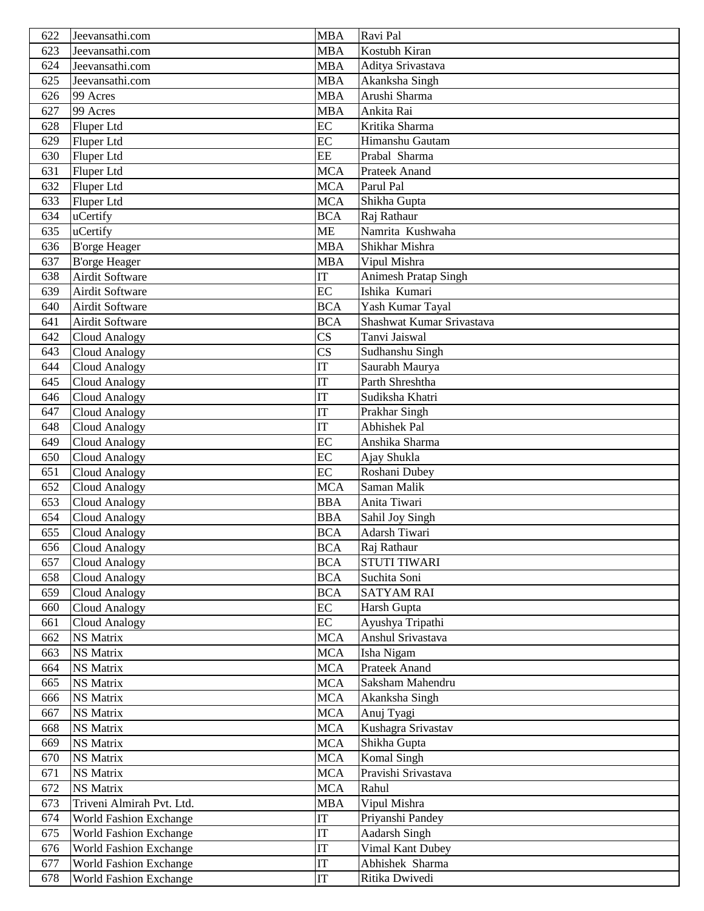| 622 | Jeevansathi.com | MBA | Ravi Pal |
|---|---|---|---|
| 623 | Jeevansathi.com | MBA | Kostubh Kiran |
| 624 | Jeevansathi.com | MBA | Aditya Srivastava |
| 625 | Jeevansathi.com | MBA | Akanksha Singh |
| 626 | 99 Acres | MBA | Arushi Sharma |
| 627 | 99 Acres | MBA | Ankita Rai |
| 628 | Fluper Ltd | EC | Kritika Sharma |
| 629 | Fluper Ltd | EC | Himanshu Gautam |
| 630 | Fluper Ltd | EE | Prabal Sharma |
| 631 | Fluper Ltd | MCA | Prateek Anand |
| 632 | Fluper Ltd | MCA | Parul Pal |
| 633 | Fluper Ltd | MCA | Shikha Gupta |
| 634 | uCertify | BCA | Raj Rathaur |
| 635 | uCertify | ME | Namrita Kushwaha |
| 636 | B'orge Heager | MBA | Shikhar Mishra |
| 637 | B'orge Heager | MBA | Vipul Mishra |
| 638 | Airdit Software | IT | Animesh Pratap Singh |
| 639 | Airdit Software | EC | Ishika Kumari |
| 640 | Airdit Software | BCA | Yash Kumar Tayal |
| 641 | Airdit Software | BCA | Shashwat Kumar Srivastava |
| 642 | Cloud Analogy | CS | Tanvi Jaiswal |
| 643 | Cloud Analogy | CS | Sudhanshu Singh |
| 644 | Cloud Analogy | IT | Saurabh Maurya |
| 645 | Cloud Analogy | IT | Parth Shreshtha |
| 646 | Cloud Analogy | IT | Sudiksha Khatri |
| 647 | Cloud Analogy | IT | Prakhar Singh |
| 648 | Cloud Analogy | IT | Abhishek Pal |
| 649 | Cloud Analogy | EC | Anshika Sharma |
| 650 | Cloud Analogy | EC | Ajay Shukla |
| 651 | Cloud Analogy | EC | Roshani Dubey |
| 652 | Cloud Analogy | MCA | Saman Malik |
| 653 | Cloud Analogy | BBA | Anita Tiwari |
| 654 | Cloud Analogy | BBA | Sahil Joy Singh |
| 655 | Cloud Analogy | BCA | Adarsh Tiwari |
| 656 | Cloud Analogy | BCA | Raj Rathaur |
| 657 | Cloud Analogy | BCA | STUTI TIWARI |
| 658 | Cloud Analogy | BCA | Suchita Soni |
| 659 | Cloud Analogy | BCA | SATYAM RAI |
| 660 | Cloud Analogy | EC | Harsh Gupta |
| 661 | Cloud Analogy | EC | Ayushya Tripathi |
| 662 | NS Matrix | MCA | Anshul Srivastava |
| 663 | NS Matrix | MCA | Isha Nigam |
| 664 | NS Matrix | MCA | Prateek Anand |
| 665 | NS Matrix | MCA | Saksham Mahendru |
| 666 | NS Matrix | MCA | Akanksha Singh |
| 667 | NS Matrix | MCA | Anuj Tyagi |
| 668 | NS Matrix | MCA | Kushagra Srivastav |
| 669 | NS Matrix | MCA | Shikha Gupta |
| 670 | NS Matrix | MCA | Komal Singh |
| 671 | NS Matrix | MCA | Pravishi Srivastava |
| 672 | NS Matrix | MCA | Rahul |
| 673 | Triveni Almirah Pvt. Ltd. | MBA | Vipul Mishra |
| 674 | World Fashion Exchange | IT | Priyanshi Pandey |
| 675 | World Fashion Exchange | IT | Aadarsh Singh |
| 676 | World Fashion Exchange | IT | Vimal Kant Dubey |
| 677 | World Fashion Exchange | IT | Abhishek Sharma |
| 678 | World Fashion Exchange | IT | Ritika Dwivedi |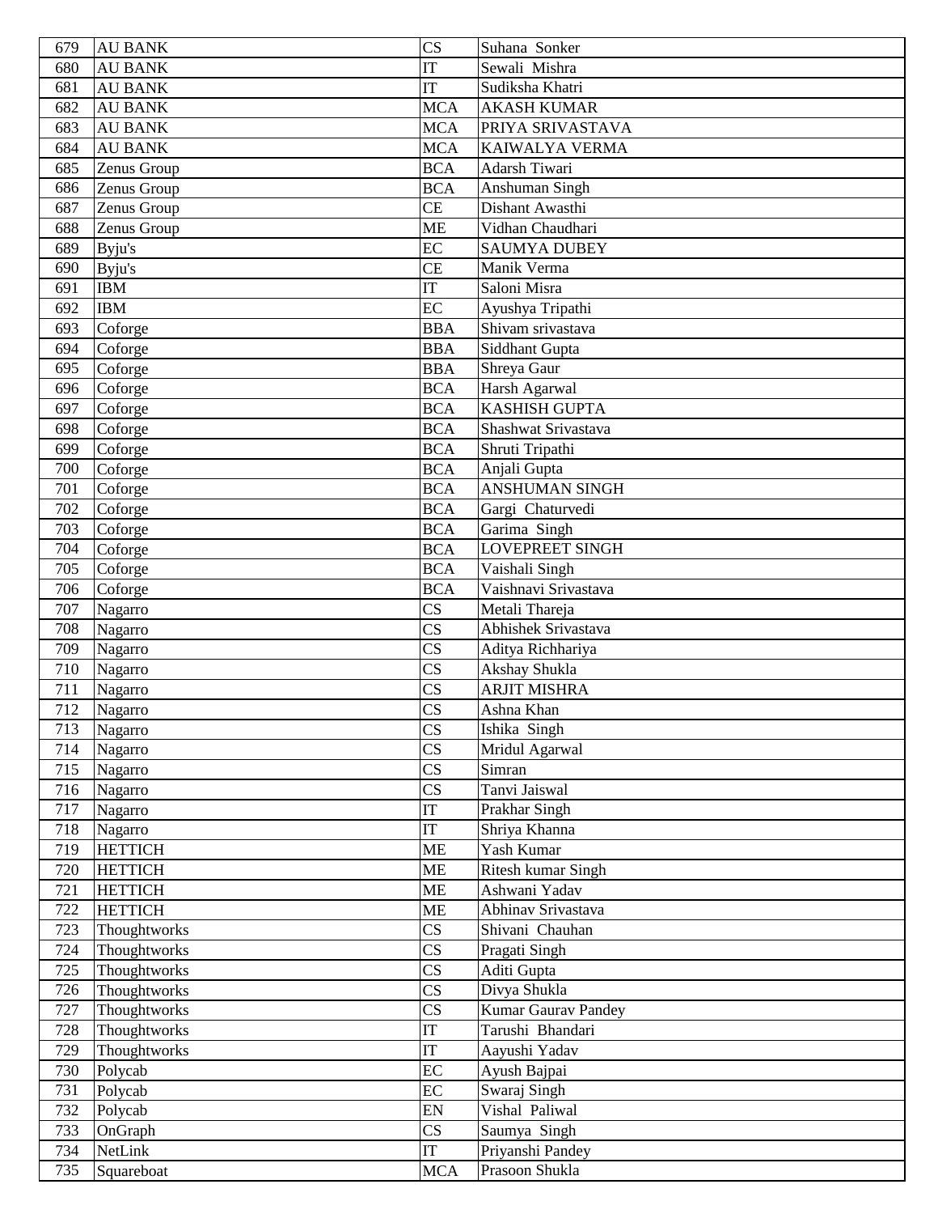| 679 | AU BANK | CS | Suhana Sonker |
|---|---|---|---|
| 680 | AU BANK | IT | Sewali Mishra |
| 681 | AU BANK | IT | Sudiksha Khatri |
| 682 | AU BANK | MCA | AKASH KUMAR |
| 683 | AU BANK | MCA | PRIYA SRIVASTAVA |
| 684 | AU BANK | MCA | KAIWALYA VERMA |
| 685 | Zenus Group | BCA | Adarsh Tiwari |
| 686 | Zenus Group | BCA | Anshuman Singh |
| 687 | Zenus Group | CE | Dishant Awasthi |
| 688 | Zenus Group | ME | Vidhan Chaudhari |
| 689 | Byju's | EC | SAUMYA DUBEY |
| 690 | Byju's | CE | Manik Verma |
| 691 | IBM | IT | Saloni Misra |
| 692 | IBM | EC | Ayushya Tripathi |
| 693 | Coforge | BBA | Shivam srivastava |
| 694 | Coforge | BBA | Siddhant Gupta |
| 695 | Coforge | BBA | Shreya Gaur |
| 696 | Coforge | BCA | Harsh Agarwal |
| 697 | Coforge | BCA | KASHISH GUPTA |
| 698 | Coforge | BCA | Shashwat Srivastava |
| 699 | Coforge | BCA | Shruti Tripathi |
| 700 | Coforge | BCA | Anjali Gupta |
| 701 | Coforge | BCA | ANSHUMAN SINGH |
| 702 | Coforge | BCA | Gargi Chaturvedi |
| 703 | Coforge | BCA | Garima Singh |
| 704 | Coforge | BCA | LOVEPREET SINGH |
| 705 | Coforge | BCA | Vaishali Singh |
| 706 | Coforge | BCA | Vaishnavi Srivastava |
| 707 | Nagarro | CS | Metali Thareja |
| 708 | Nagarro | CS | Abhishek Srivastava |
| 709 | Nagarro | CS | Aditya Richhariya |
| 710 | Nagarro | CS | Akshay Shukla |
| 711 | Nagarro | CS | ARJIT MISHRA |
| 712 | Nagarro | CS | Ashna Khan |
| 713 | Nagarro | CS | Ishika Singh |
| 714 | Nagarro | CS | Mridul Agarwal |
| 715 | Nagarro | CS | Simran |
| 716 | Nagarro | CS | Tanvi Jaiswal |
| 717 | Nagarro | IT | Prakhar Singh |
| 718 | Nagarro | IT | Shriya Khanna |
| 719 | HETTICH | ME | Yash Kumar |
| 720 | HETTICH | ME | Ritesh kumar Singh |
| 721 | HETTICH | ME | Ashwani Yadav |
| 722 | HETTICH | ME | Abhinav Srivastava |
| 723 | Thoughtworks | CS | Shivani Chauhan |
| 724 | Thoughtworks | CS | Pragati Singh |
| 725 | Thoughtworks | CS | Aditi Gupta |
| 726 | Thoughtworks | CS | Divya Shukla |
| 727 | Thoughtworks | CS | Kumar Gaurav Pandey |
| 728 | Thoughtworks | IT | Tarushi Bhandari |
| 729 | Thoughtworks | IT | Aayushi Yadav |
| 730 | Polycab | EC | Ayush Bajpai |
| 731 | Polycab | EC | Swaraj Singh |
| 732 | Polycab | EN | Vishal Paliwal |
| 733 | OnGraph | CS | Saumya Singh |
| 734 | NetLink | IT | Priyanshi Pandey |
| 735 | Squareboat | MCA | Prasoon Shukla |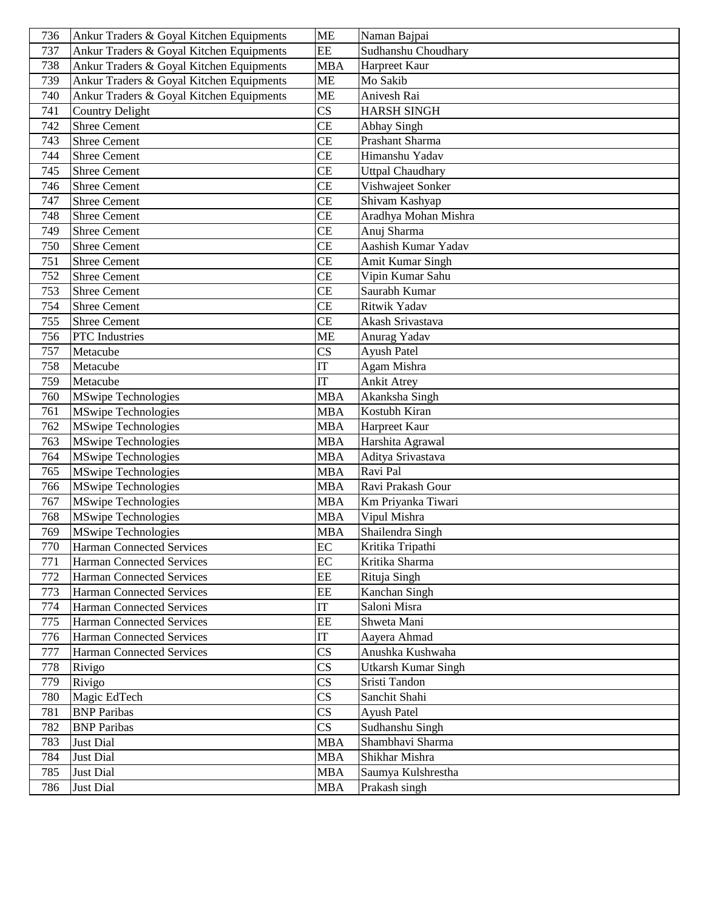| | | | |
|---|---|---|---|
| 736 | Ankur Traders & Goyal Kitchen Equipments | ME | Naman Bajpai |
| 737 | Ankur Traders & Goyal Kitchen Equipments | EE | Sudhanshu Choudhary |
| 738 | Ankur Traders & Goyal Kitchen Equipments | MBA | Harpreet Kaur |
| 739 | Ankur Traders & Goyal Kitchen Equipments | ME | Mo Sakib |
| 740 | Ankur Traders & Goyal Kitchen Equipments | ME | Anivesh Rai |
| 741 | Country Delight | CS | HARSH SINGH |
| 742 | Shree Cement | CE | Abhay Singh |
| 743 | Shree Cement | CE | Prashant Sharma |
| 744 | Shree Cement | CE | Himanshu Yadav |
| 745 | Shree Cement | CE | Uttpal Chaudhary |
| 746 | Shree Cement | CE | Vishwajeet Sonker |
| 747 | Shree Cement | CE | Shivam Kashyap |
| 748 | Shree Cement | CE | Aradhya Mohan Mishra |
| 749 | Shree Cement | CE | Anuj Sharma |
| 750 | Shree Cement | CE | Aashish Kumar Yadav |
| 751 | Shree Cement | CE | Amit Kumar Singh |
| 752 | Shree Cement | CE | Vipin Kumar Sahu |
| 753 | Shree Cement | CE | Saurabh Kumar |
| 754 | Shree Cement | CE | Ritwik Yadav |
| 755 | Shree Cement | CE | Akash Srivastava |
| 756 | PTC Industries | ME | Anurag Yadav |
| 757 | Metacube | CS | Ayush Patel |
| 758 | Metacube | IT | Agam Mishra |
| 759 | Metacube | IT | Ankit Atrey |
| 760 | MSwipe Technologies | MBA | Akanksha Singh |
| 761 | MSwipe Technologies | MBA | Kostubh Kiran |
| 762 | MSwipe Technologies | MBA | Harpreet Kaur |
| 763 | MSwipe Technologies | MBA | Harshita Agrawal |
| 764 | MSwipe Technologies | MBA | Aditya Srivastava |
| 765 | MSwipe Technologies | MBA | Ravi Pal |
| 766 | MSwipe Technologies | MBA | Ravi Prakash Gour |
| 767 | MSwipe Technologies | MBA | Km Priyanka Tiwari |
| 768 | MSwipe Technologies | MBA | Vipul Mishra |
| 769 | MSwipe Technologies | MBA | Shailendra Singh |
| 770 | Harman Connected Services | EC | Kritika Tripathi |
| 771 | Harman Connected Services | EC | Kritika Sharma |
| 772 | Harman Connected Services | EE | Rituja Singh |
| 773 | Harman Connected Services | EE | Kanchan Singh |
| 774 | Harman Connected Services | IT | Saloni Misra |
| 775 | Harman Connected Services | EE | Shweta Mani |
| 776 | Harman Connected Services | IT | Aayera Ahmad |
| 777 | Harman Connected Services | CS | Anushka Kushwaha |
| 778 | Rivigo | CS | Utkarsh Kumar Singh |
| 779 | Rivigo | CS | Sristi Tandon |
| 780 | Magic EdTech | CS | Sanchit Shahi |
| 781 | BNP Paribas | CS | Ayush Patel |
| 782 | BNP Paribas | CS | Sudhanshu Singh |
| 783 | Just Dial | MBA | Shambhavi Sharma |
| 784 | Just Dial | MBA | Shikhar Mishra |
| 785 | Just Dial | MBA | Saumya Kulshrestha |
| 786 | Just Dial | MBA | Prakash singh |